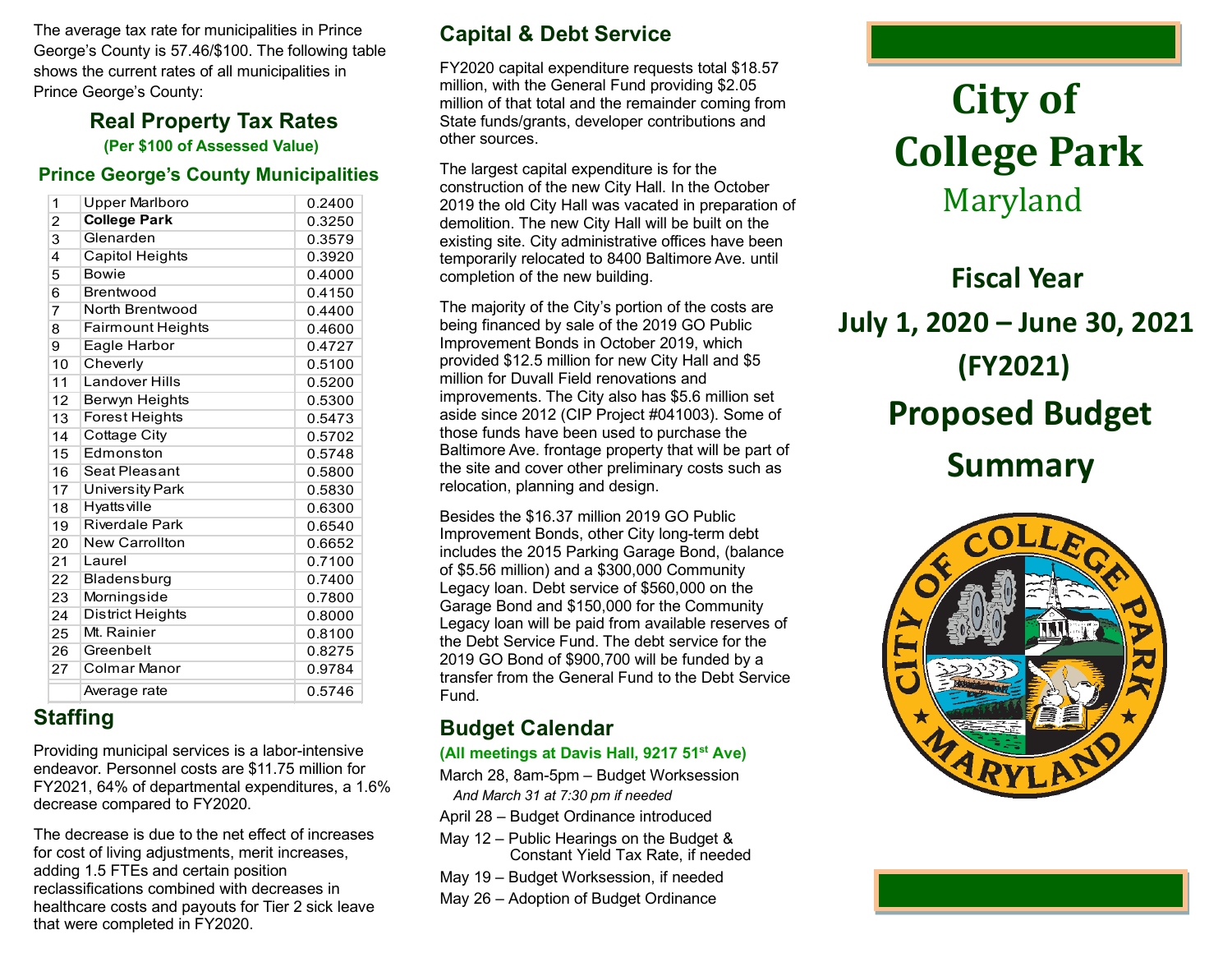The average tax rate for municipalities in Prince George's County is 57.46/$100. The following table shows the current rates of all municipalities in Prince George's County:

## Real Property Tax Rates

**(Per $100 of Assessed Value)**

### Prince George's County Municipalities

| # | Municipality | Rate |
|---|---|---|
| 1 | Upper Marlboro | 0.2400 |
| 2 | **College Park** | 0.3250 |
| 3 | Glenarden | 0.3579 |
| 4 | Capitol Heights | 0.3920 |
| 5 | Bowie | 0.4000 |
| 6 | Brentwood | 0.4150 |
| 7 | North Brentwood | 0.4400 |
| 8 | Fairmount Heights | 0.4600 |
| 9 | Eagle Harbor | 0.4727 |
| 10 | Cheverly | 0.5100 |
| 11 | Landover Hills | 0.5200 |
| 12 | Berwyn Heights | 0.5300 |
| 13 | Forest Heights | 0.5473 |
| 14 | Cottage City | 0.5702 |
| 15 | Edmonston | 0.5748 |
| 16 | Seat Pleasant | 0.5800 |
| 17 | University Park | 0.5830 |
| 18 | Hyattsville | 0.6300 |
| 19 | Riverdale Park | 0.6540 |
| 20 | New Carrollton | 0.6652 |
| 21 | Laurel | 0.7100 |
| 22 | Bladensburg | 0.7400 |
| 23 | Morningside | 0.7800 |
| 24 | District Heights | 0.8000 |
| 25 | Mt. Rainier | 0.8100 |
| 26 | Greenbelt | 0.8275 |
| 27 | Colmar Manor | 0.9784 |
| | Average rate | 0.5746 |

## Staffing

Providing municipal services is a labor-intensive endeavor. Personnel costs are $11.75 million for FY2021, 64% of departmental expenditures, a 1.6% decrease compared to FY2020.

The decrease is due to the net effect of increases for cost of living adjustments, merit increases, adding 1.5 FTEs and certain position reclassifications combined with decreases in healthcare costs and payouts for Tier 2 sick leave that were completed in FY2020.

## Capital & Debt Service

FY2020 capital expenditure requests total $18.57 million, with the General Fund providing $2.05 million of that total and the remainder coming from State funds/grants, developer contributions and other sources.

The largest capital expenditure is for the construction of the new City Hall. In the October 2019 the old City Hall was vacated in preparation of demolition. The new City Hall will be built on the existing site. City administrative offices have been temporarily relocated to 8400 Baltimore Ave. until completion of the new building.

The majority of the City's portion of the costs are being financed by sale of the 2019 GO Public Improvement Bonds in October 2019, which provided $12.5 million for new City Hall and $5 million for Duvall Field renovations and improvements. The City also has $5.6 million set aside since 2012 (CIP Project #041003). Some of those funds have been used to purchase the Baltimore Ave. frontage property that will be part of the site and cover other preliminary costs such as relocation, planning and design.

Besides the $16.37 million 2019 GO Public Improvement Bonds, other City long-term debt includes the 2015 Parking Garage Bond, (balance of $5.56 million) and a $300,000 Community Legacy loan. Debt service of $560,000 on the Garage Bond and $150,000 for the Community Legacy loan will be paid from available reserves of the Debt Service Fund. The debt service for the 2019 GO Bond of $900,700 will be funded by a transfer from the General Fund to the Debt Service Fund.

## Budget Calendar

**(All meetings at Davis Hall, 9217 51st Ave)**

March 28, 8am-5pm – Budget Worksession
*And March 31 at 7:30 pm if needed*

April 28 – Budget Ordinance introduced

May 12 – Public Hearings on the Budget & Constant Yield Tax Rate, if needed

May 19 – Budget Worksession, if needed

May 26 – Adoption of Budget Ordinance

# City of College Park

## Maryland

## Fiscal Year July 1, 2020 – June 30, 2021 (FY2021)

## Proposed Budget Summary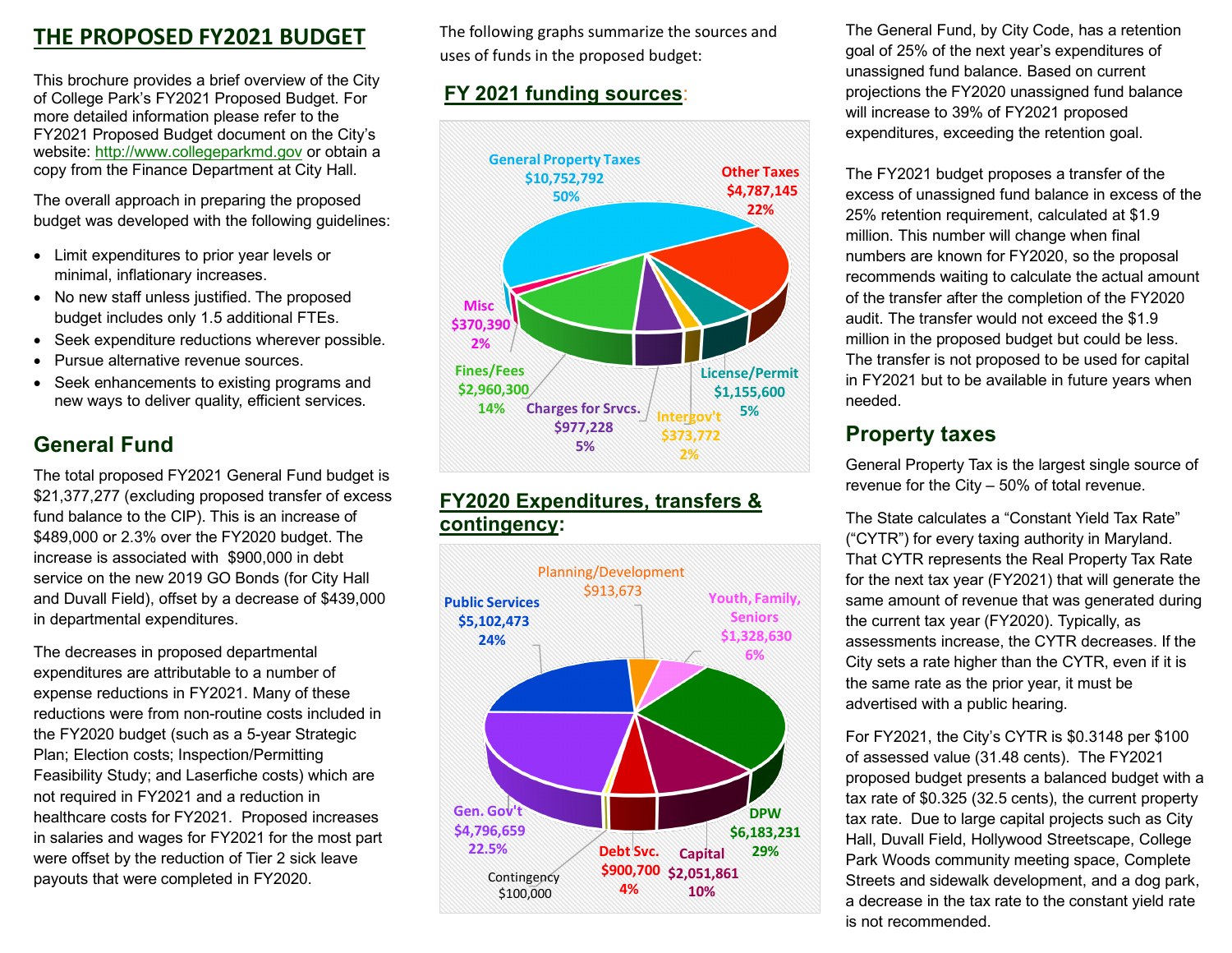# THE PROPOSED FY2021 BUDGET

This brochure provides a brief overview of the City of College Park's FY2021 Proposed Budget. For more detailed information please refer to the FY2021 Proposed Budget document on the City's website: http://www.collegeparkmd.gov or obtain a copy from the Finance Department at City Hall.

The overall approach in preparing the proposed budget was developed with the following guidelines:

- Limit expenditures to prior year levels or minimal, inflationary increases.
- No new staff unless justified. The proposed budget includes only 1.5 additional FTEs.
- Seek expenditure reductions wherever possible.
- Pursue alternative revenue sources.
- Seek enhancements to existing programs and new ways to deliver quality, efficient services.

## General Fund

The total proposed FY2021 General Fund budget is $21,377,277 (excluding proposed transfer of excess fund balance to the CIP). This is an increase of $489,000 or 2.3% over the FY2020 budget. The increase is associated with $900,000 in debt service on the new 2019 GO Bonds (for City Hall and Duvall Field), offset by a decrease of $439,000 in departmental expenditures.

The decreases in proposed departmental expenditures are attributable to a number of expense reductions in FY2021. Many of these reductions were from non-routine costs included in the FY2020 budget (such as a 5-year Strategic Plan; Election costs; Inspection/Permitting Feasibility Study; and Laserfiche costs) which are not required in FY2021 and a reduction in healthcare costs for FY2021. Proposed increases in salaries and wages for FY2021 for the most part were offset by the reduction of Tier 2 sick leave payouts that were completed in FY2020.

The following graphs summarize the sources and uses of funds in the proposed budget:

## FY 2021 funding sources:

General Property Taxes
$10,752,792
50%

Other Taxes
$4,787,145
22%

Misc
$370,390
2%

Fines/Fees
$2,960,300
14%

Charges for Srvcs.
$977,228
5%

Intergov't
$373,772
2%

License/Permit
$1,155,600
5%

## FY2020 Expenditures, transfers & contingency:

Planning/Development
$913,673

Public Services
$5,102,473
24%

Youth, Family, Seniors
$1,328,630
6%

Gen. Gov't
$4,796,659
22.5%

Contingency
$100,000

Debt Svc.
$900,700
4%

Capital
$2,051,861
10%

DPW
$6,183,231
29%

The General Fund, by City Code, has a retention goal of 25% of the next year's expenditures of unassigned fund balance. Based on current projections the FY2020 unassigned fund balance will increase to 39% of FY2021 proposed expenditures, exceeding the retention goal.

The FY2021 budget proposes a transfer of the excess of unassigned fund balance in excess of the 25% retention requirement, calculated at $1.9 million. This number will change when final numbers are known for FY2020, so the proposal recommends waiting to calculate the actual amount of the transfer after the completion of the FY2020 audit. The transfer would not exceed the $1.9 million in the proposed budget but could be less. The transfer is not proposed to be used for capital in FY2021 but to be available in future years when needed.

## Property taxes

General Property Tax is the largest single source of revenue for the City – 50% of total revenue.

The State calculates a "Constant Yield Tax Rate" ("CYTR") for every taxing authority in Maryland. That CYTR represents the Real Property Tax Rate for the next tax year (FY2021) that will generate the same amount of revenue that was generated during the current tax year (FY2020). Typically, as assessments increase, the CYTR decreases. If the City sets a rate higher than the CYTR, even if it is the same rate as the prior year, it must be advertised with a public hearing.

For FY2021, the City's CYTR is $0.3148 per $100 of assessed value (31.48 cents). The FY2021 proposed budget presents a balanced budget with a tax rate of $0.325 (32.5 cents), the current property tax rate. Due to large capital projects such as City Hall, Duvall Field, Hollywood Streetscape, College Park Woods community meeting space, Complete Streets and sidewalk development, and a dog park, a decrease in the tax rate to the constant yield rate is not recommended.